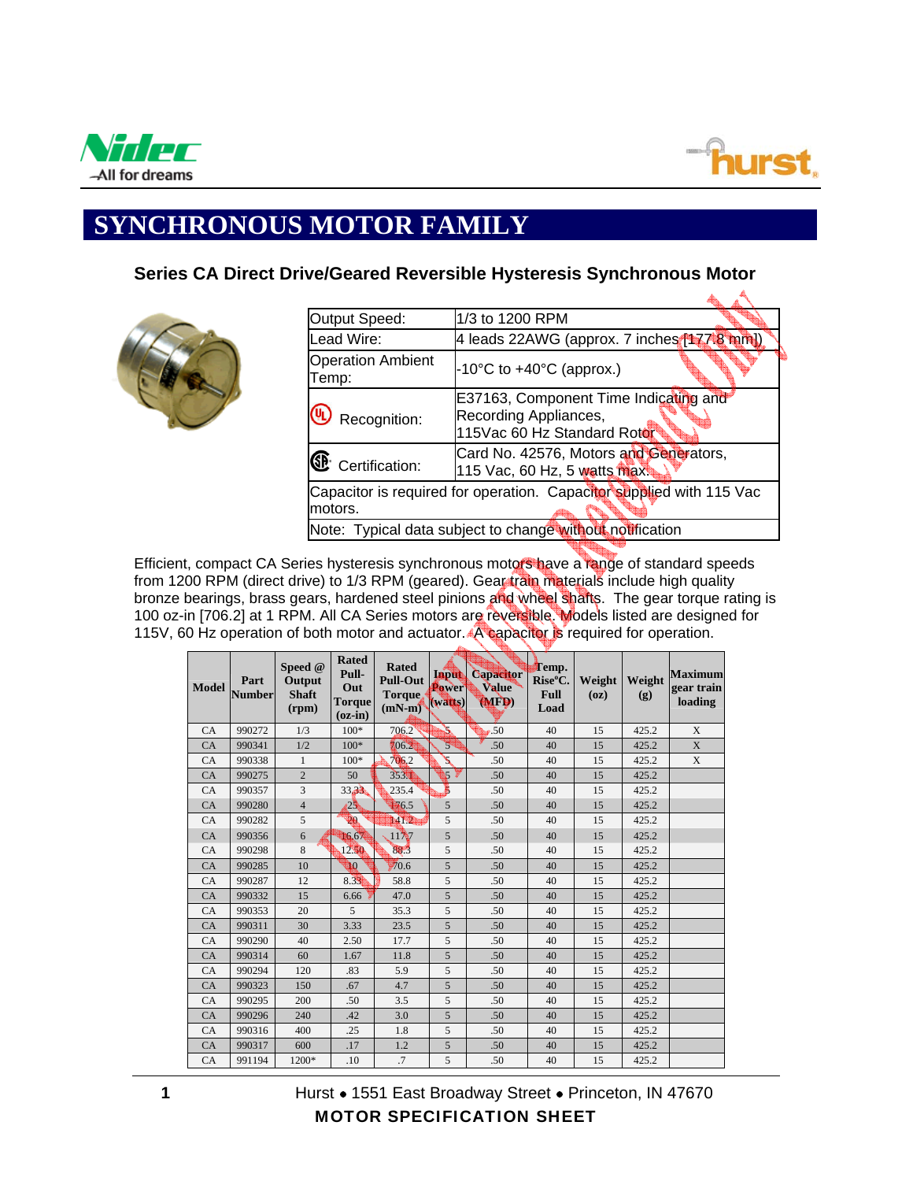Nidec — All for dreams

hurst

# SYNCHRONOUS MOTOR FAMILY

## Series CA Direct Drive/Geared Reversible Hysteresis Synchronous Motor

| | |
|---|---|
| Output Speed: | 1/3 to 1200 RPM |
| Lead Wire: | 4 leads 22AWG (approx. 7 inches [177.8 mm]) |
| Operation Ambient Temp: | -10°C to +40°C (approx.) |
| UL Recognition: | E37163, Component Time Indicating and Recording Appliances, 115Vac 60 Hz Standard Rotor |
| CSA Certification: | Card No. 42576, Motors and Generators, 115 Vac, 60 Hz, 5 watts max. |
| Capacitor is required for operation. Capacitor supplied with 115 Vac motors. | |
| Note: Typical data subject to change without notification | |

Efficient, compact CA Series hysteresis synchronous motors have a range of standard speeds from 1200 RPM (direct drive) to 1/3 RPM (geared). Gear train materials include high quality bronze bearings, brass gears, hardened steel pinions and wheel shafts. The gear torque rating is 100 oz-in [706.2] at 1 RPM. All CA Series motors are reversible. Models listed are designed for 115V, 60 Hz operation of both motor and actuator. A capacitor is required for operation.

| Model | Part Number | Speed @ Output Shaft (rpm) | Rated Pull-Out Torque (oz-in) | Rated Pull-Out Torque (mN-m) | Input Power (watts) | Capacitor Value (MFD) | Temp. Rise°C. Full Load | Weight (oz) | Weight (g) | Maximum gear train loading |
|---|---|---|---|---|---|---|---|---|---|---|
| CA | 990272 | 1/3 | 100* | 706.2 | 5 | .50 | 40 | 15 | 425.2 | X |
| CA | 990341 | 1/2 | 100* | 706.2 | 5 | .50 | 40 | 15 | 425.2 | X |
| CA | 990338 | 1 | 100* | 706.2 | 5 | .50 | 40 | 15 | 425.2 | X |
| CA | 990275 | 2 | 50 | 353.1 | 5 | .50 | 40 | 15 | 425.2 | |
| CA | 990357 | 3 | 33.33 | 235.4 | 5 | .50 | 40 | 15 | 425.2 | |
| CA | 990280 | 4 | 25 | 176.5 | 5 | .50 | 40 | 15 | 425.2 | |
| CA | 990282 | 5 | 20 | 141.2 | 5 | .50 | 40 | 15 | 425.2 | |
| CA | 990356 | 6 | 16.67 | 117.7 | 5 | .50 | 40 | 15 | 425.2 | |
| CA | 990298 | 8 | 12.50 | 88.3 | 5 | .50 | 40 | 15 | 425.2 | |
| CA | 990285 | 10 | 10 | 70.6 | 5 | .50 | 40 | 15 | 425.2 | |
| CA | 990287 | 12 | 8.33 | 58.8 | 5 | .50 | 40 | 15 | 425.2 | |
| CA | 990332 | 15 | 6.66 | 47.0 | 5 | .50 | 40 | 15 | 425.2 | |
| CA | 990353 | 20 | 5 | 35.3 | 5 | .50 | 40 | 15 | 425.2 | |
| CA | 990311 | 30 | 3.33 | 23.5 | 5 | .50 | 40 | 15 | 425.2 | |
| CA | 990290 | 40 | 2.50 | 17.7 | 5 | .50 | 40 | 15 | 425.2 | |
| CA | 990314 | 60 | 1.67 | 11.8 | 5 | .50 | 40 | 15 | 425.2 | |
| CA | 990294 | 120 | .83 | 5.9 | 5 | .50 | 40 | 15 | 425.2 | |
| CA | 990323 | 150 | .67 | 4.7 | 5 | .50 | 40 | 15 | 425.2 | |
| CA | 990295 | 200 | .50 | 3.5 | 5 | .50 | 40 | 15 | 425.2 | |
| CA | 990296 | 240 | .42 | 3.0 | 5 | .50 | 40 | 15 | 425.2 | |
| CA | 990316 | 400 | .25 | 1.8 | 5 | .50 | 40 | 15 | 425.2 | |
| CA | 990317 | 600 | .17 | 1.2 | 5 | .50 | 40 | 15 | 425.2 | |
| CA | 991194 | 1200* | .10 | .7 | 5 | .50 | 40 | 15 | 425.2 | |

Hurst • 1551 East Broadway Street • Princeton, IN 47670

**MOTOR SPECIFICATION SHEET**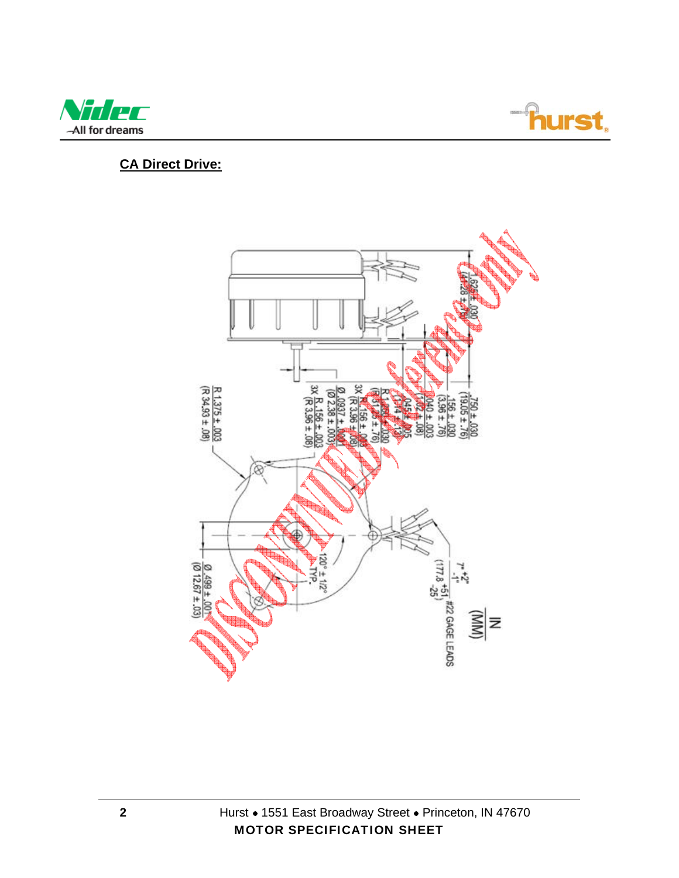## CA Direct Drive:

DISCONTINUED, Reference Only

1.625 ± .030
(41.28 ± .76)

.750 ± .030
(19.05 ± .76)

.156 ± .030
(3.96 ± .76)

.040 ± .003
(1.02 ± .08)

.045 ± .005
(1.14 ± .13)

R 1.250 ± .030
(R 31.75 ± .76)

3X R .156 ± .003
(R 3.96 ± .08)

Ø .0937 ± .0001
(Ø 2.38 ± .003)

3X R .156 ± .003
(R 3.96 ± .08)

R 1.375 ± .003
(R 34.93 ± .08)

120° ± 1/2° TYP.

Ø .499 ± .001
(Ø 12.67 ± .03)

7" +2" -1"
(177.8 +51 -25) #22 GAGE LEADS

IN
(MM)

Hurst • 1551 East Broadway Street • Princeton, IN 47670

**MOTOR SPECIFICATION SHEET**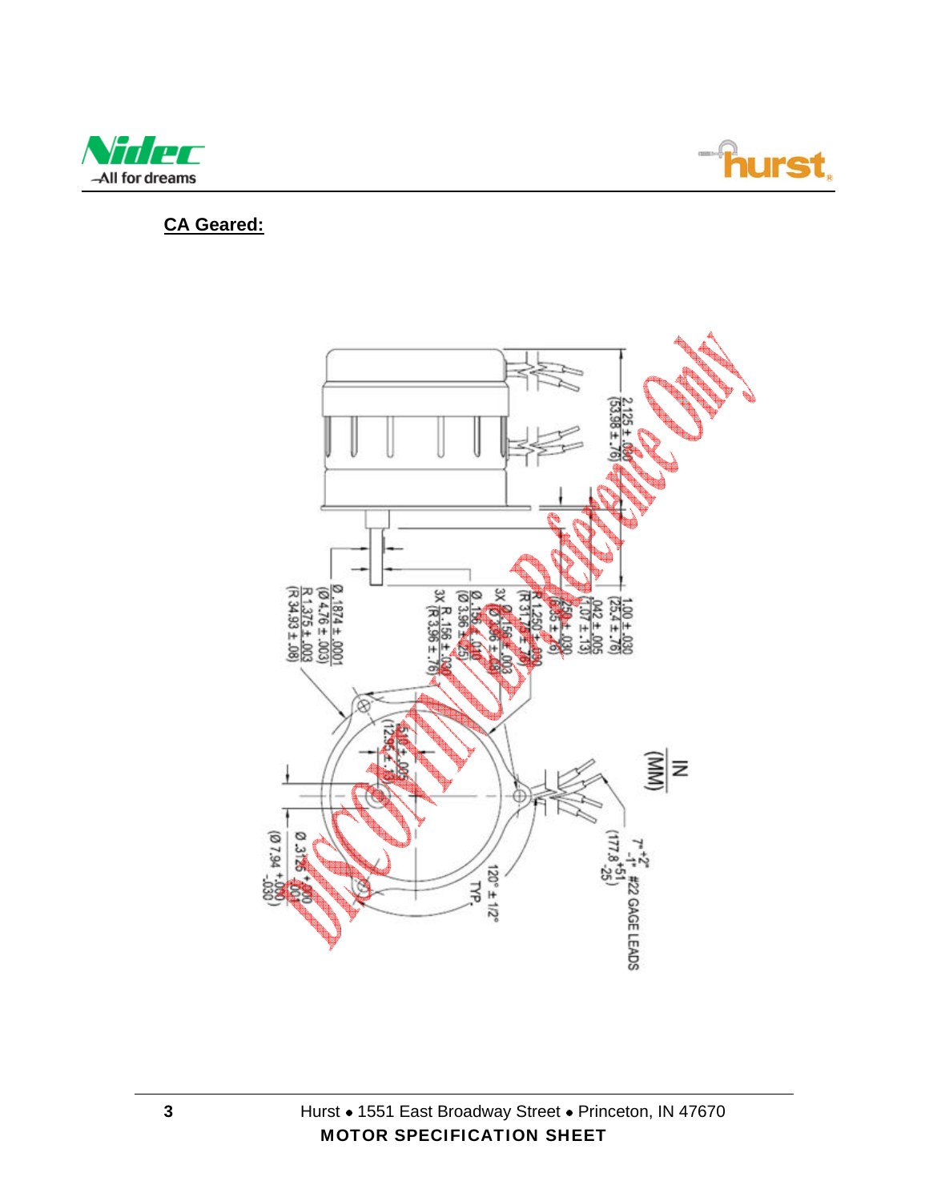## CA Geared:

IN
(MM)

2.125 ± .030
(53.98 ± .76)

1.00 ± .030
(25.4 ± .76)

.042 ± .005
(1.07 ± .13)

.250 ± .030
(6.35 ± .76)

R 1.250 ± .030
(R 31.75 ± .76)

3X Ø .156 ± .003
(Ø 3.96 ± .08)

Ø .156 ± .010
(Ø 3.96 ± .25)

3X R .156 ± .030
(R 3.96 ± .76)

Ø .1874 ± .0001
(Ø 4.76 ± .003)

R 1.375 ± .003
(R 34.93 ± .08)

.510 ± .005
(12.95 ± .13)

Ø .3125 +.000 -.001
(Ø 7.94 +.000 -.030)

120° ± 1/2° TYP.

7" +2" -1" #22 GAGE LEADS
(177.8 +51 -25)

DISCONTINUED Reference Only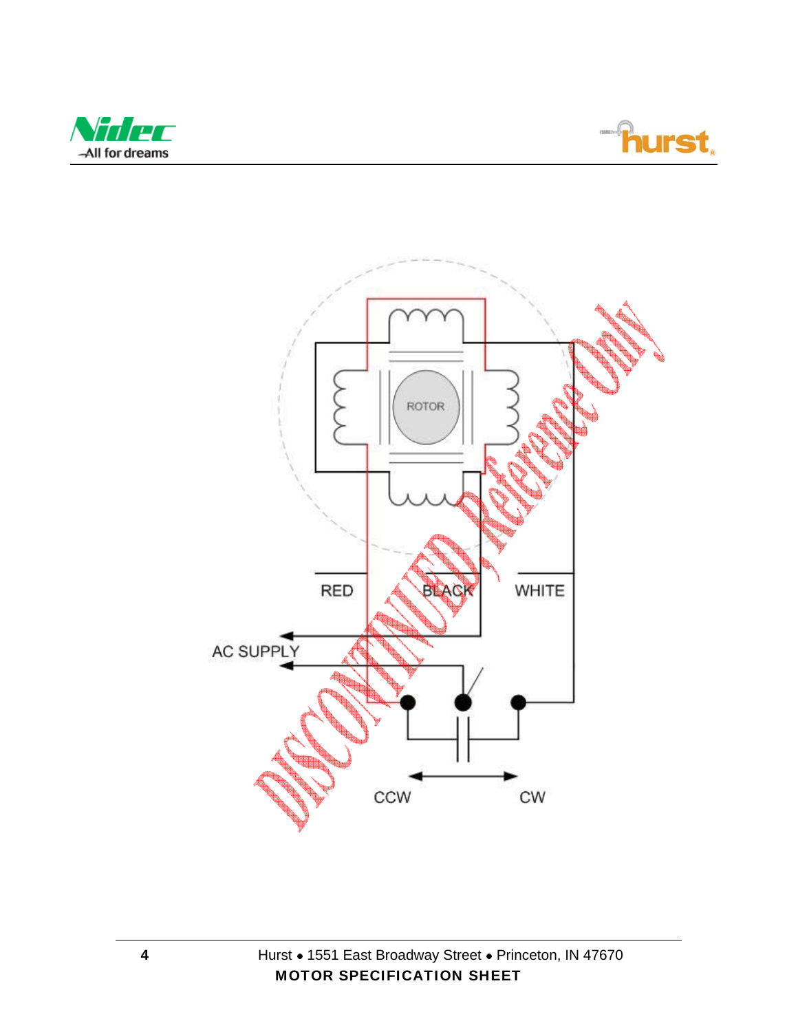ROTOR

RED

BLACK

WHITE

AC SUPPLY

CCW

CW

DISCONTINUED Reference Only